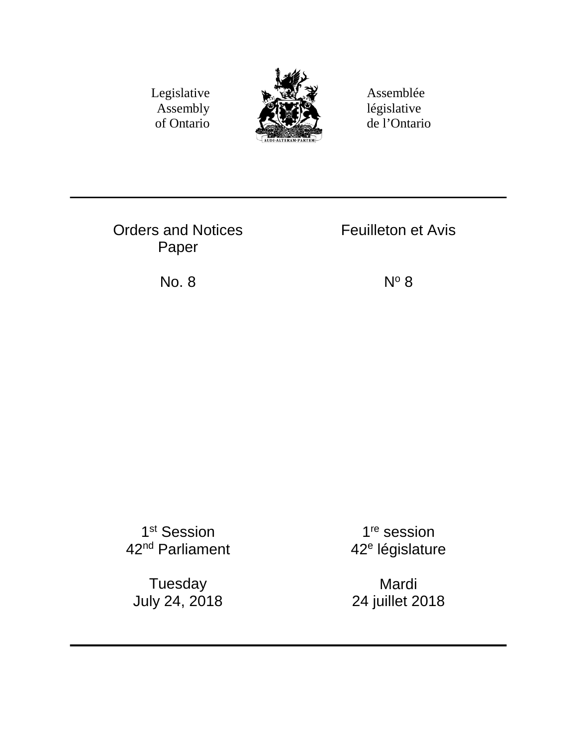Legislative Assembly of Ontario

Assemblée législative de l’Ontario

AUDI·ALTERAM·PARTEM

---

# Orders and Notices Paper

# Feuilleton et Avis

## No. 8

## Nº 8

1st Session
42nd Parliament

1re session
42e législature

Tuesday
July 24, 2018

Mardi
24 juillet 2018

---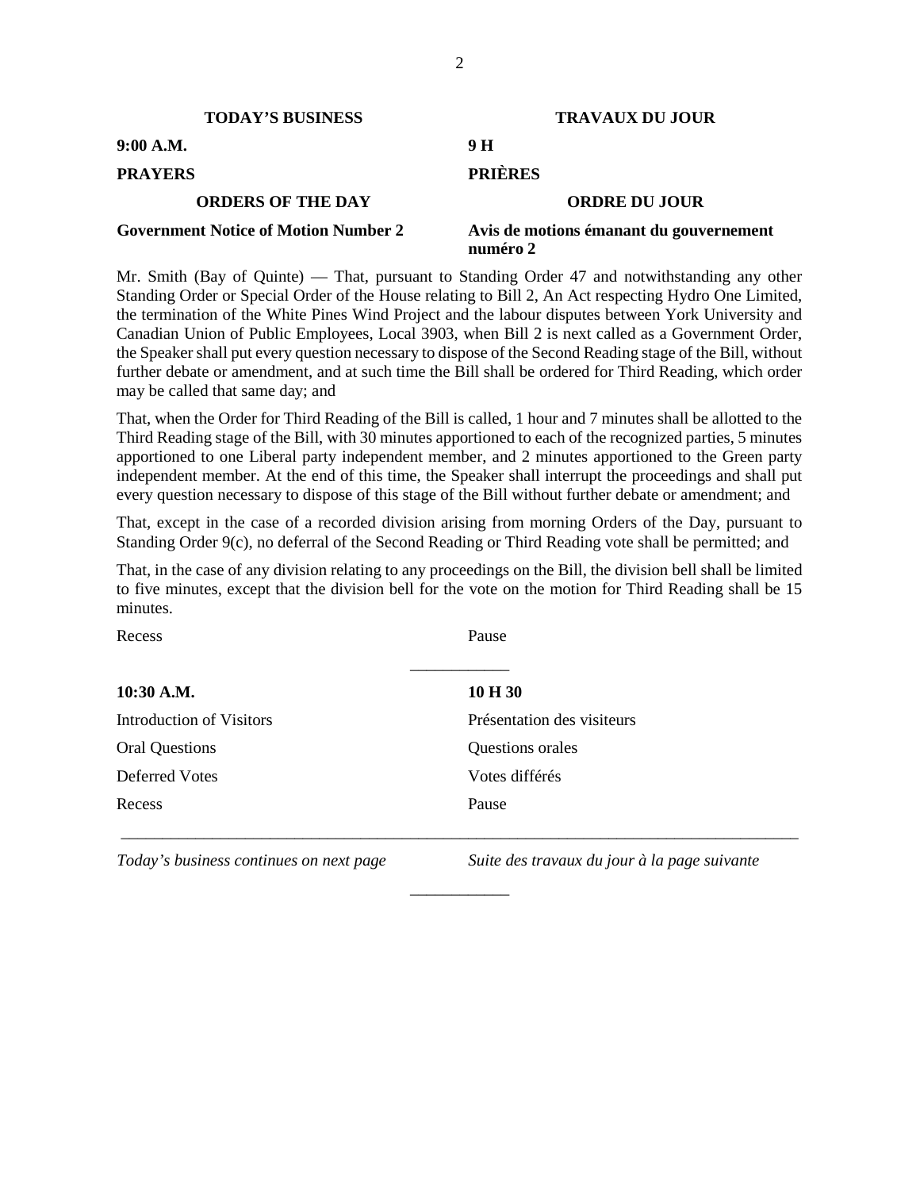**TODAY'S BUSINESS** | **TRAVAUX DU JOUR**

**9:00 A.M.** | **9 H**

**PRAYERS** | **PRIÈRES**

**ORDERS OF THE DAY** | **ORDRE DU JOUR**

**Government Notice of Motion Number 2** | **Avis de motions émanant du gouvernement numéro 2**

Mr. Smith (Bay of Quinte) — That, pursuant to Standing Order 47 and notwithstanding any other Standing Order or Special Order of the House relating to Bill 2, An Act respecting Hydro One Limited, the termination of the White Pines Wind Project and the labour disputes between York University and Canadian Union of Public Employees, Local 3903, when Bill 2 is next called as a Government Order, the Speaker shall put every question necessary to dispose of the Second Reading stage of the Bill, without further debate or amendment, and at such time the Bill shall be ordered for Third Reading, which order may be called that same day; and

That, when the Order for Third Reading of the Bill is called, 1 hour and 7 minutes shall be allotted to the Third Reading stage of the Bill, with 30 minutes apportioned to each of the recognized parties, 5 minutes apportioned to one Liberal party independent member, and 2 minutes apportioned to the Green party independent member. At the end of this time, the Speaker shall interrupt the proceedings and shall put every question necessary to dispose of this stage of the Bill without further debate or amendment; and

That, except in the case of a recorded division arising from morning Orders of the Day, pursuant to Standing Order 9(c), no deferral of the Second Reading or Third Reading vote shall be permitted; and

That, in the case of any division relating to any proceedings on the Bill, the division bell shall be limited to five minutes, except that the division bell for the vote on the motion for Third Reading shall be 15 minutes.

Recess | Pause

---

**10:30 A.M.** | **10 H 30**

Introduction of Visitors | Présentation des visiteurs

Oral Questions | Questions orales

Deferred Votes | Votes différés

Recess | Pause

---

*Today's business continues on next page* | *Suite des travaux du jour à la page suivante*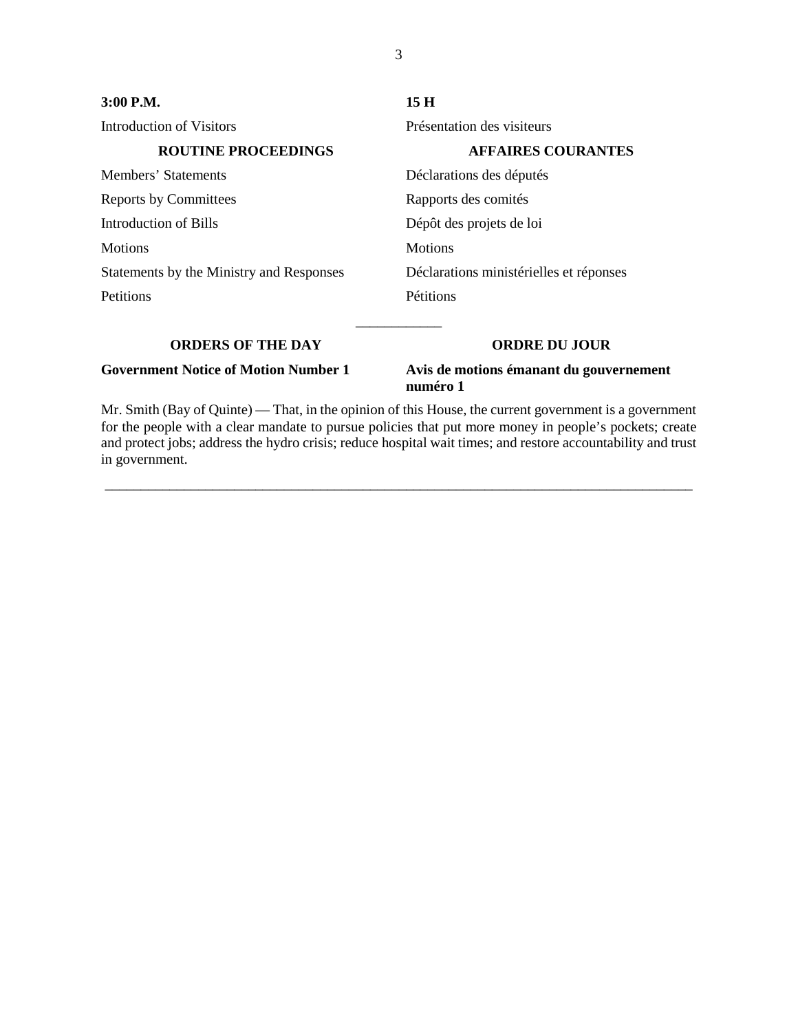**3:00 P.M.**

Introduction of Visitors

## ROUTINE PROCEEDINGS

Members' Statements

Reports by Committees

Introduction of Bills

Motions

Statements by the Ministry and Responses

Petitions

**15 H**

Présentation des visiteurs

## AFFAIRES COURANTES

Déclarations des députés

Rapports des comités

Dépôt des projets de loi

Motions

Déclarations ministérielles et réponses

Pétitions

---

## ORDERS OF THE DAY

## ORDRE DU JOUR

**Government Notice of Motion Number 1**

**Avis de motions émanant du gouvernement numéro 1**

Mr. Smith (Bay of Quinte) — That, in the opinion of this House, the current government is a government for the people with a clear mandate to pursue policies that put more money in people's pockets; create and protect jobs; address the hydro crisis; reduce hospital wait times; and restore accountability and trust in government.

---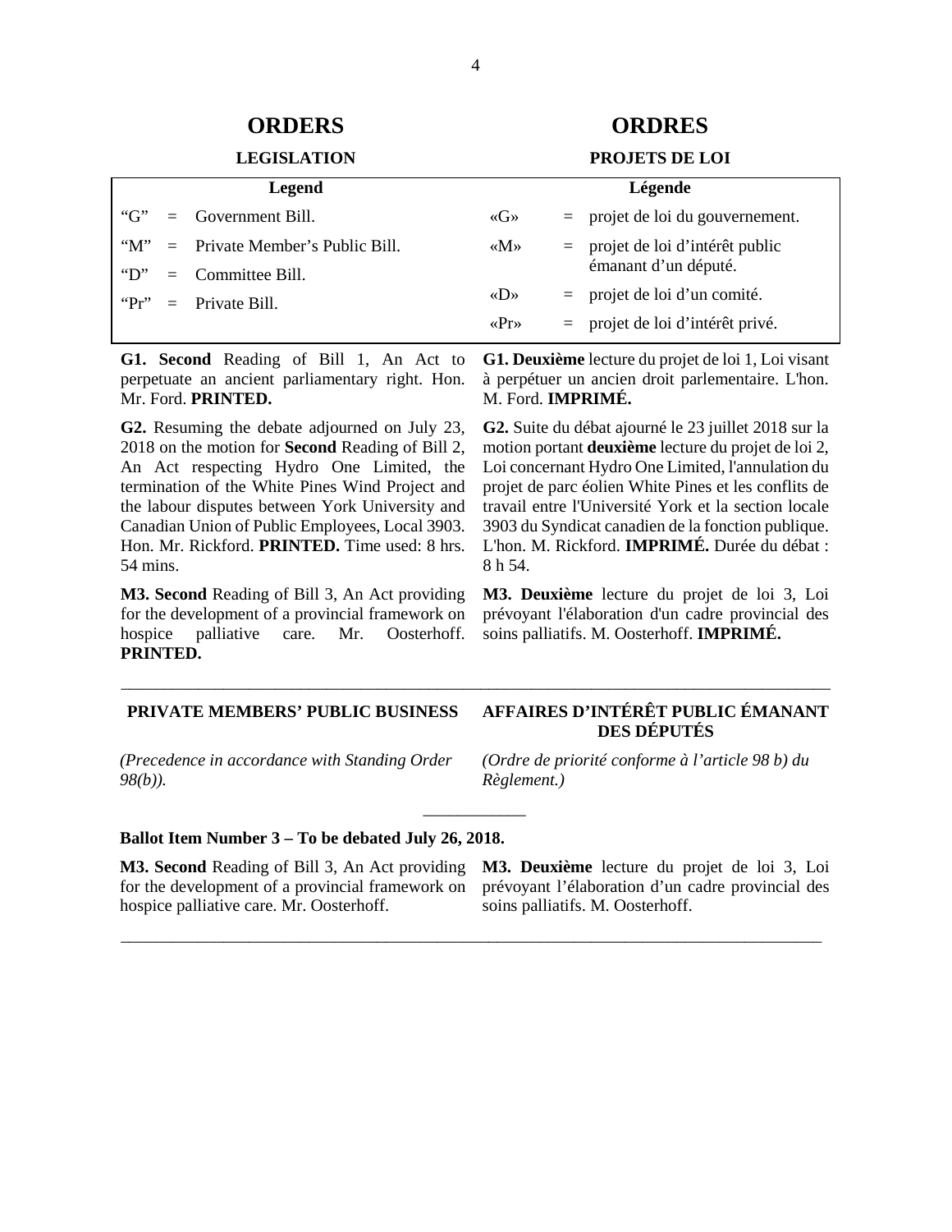# ORDERS

## LEGISLATION

| Legend | | |
|---|---|---|
| “G” | = | Government Bill. |
| “M” | = | Private Member’s Public Bill. |
| “D” | = | Committee Bill. |
| “Pr” | = | Private Bill. |

**G1. Second** Reading of Bill 1, An Act to perpetuate an ancient parliamentary right. Hon. Mr. Ford. **PRINTED.**

**G2.** Resuming the debate adjourned on July 23, 2018 on the motion for **Second** Reading of Bill 2, An Act respecting Hydro One Limited, the termination of the White Pines Wind Project and the labour disputes between York University and Canadian Union of Public Employees, Local 3903. Hon. Mr. Rickford. **PRINTED.** Time used: 8 hrs. 54 mins.

**M3. Second** Reading of Bill 3, An Act providing for the development of a provincial framework on hospice palliative care. Mr. Oosterhoff. **PRINTED.**

# ORDRES

## PROJETS DE LOI

| Légende | | |
|---|---|---|
| «G» | = | projet de loi du gouvernement. |
| «M» | = | projet de loi d’intérêt public émanant d’un député. |
| «D» | = | projet de loi d’un comité. |
| «Pr» | = | projet de loi d’intérêt privé. |

**G1. Deuxième** lecture du projet de loi 1, Loi visant à perpétuer un ancien droit parlementaire. L'hon. M. Ford. **IMPRIMÉ.**

**G2.** Suite du débat ajourné le 23 juillet 2018 sur la motion portant **deuxième** lecture du projet de loi 2, Loi concernant Hydro One Limited, l'annulation du projet de parc éolien White Pines et les conflits de travail entre l'Université York et la section locale 3903 du Syndicat canadien de la fonction publique. L'hon. M. Rickford. **IMPRIMÉ.** Durée du débat : 8 h 54.

**M3. Deuxième** lecture du projet de loi 3, Loi prévoyant l'élaboration d'un cadre provincial des soins palliatifs. M. Oosterhoff. **IMPRIMÉ.**

---

## PRIVATE MEMBERS’ PUBLIC BUSINESS

*(Precedence in accordance with Standing Order 98(b)).*

## AFFAIRES D’INTÉRÊT PUBLIC ÉMANANT DES DÉPUTÉS

*(Ordre de priorité conforme à l’article 98 b) du Règlement.)*

---

**Ballot Item Number 3 – To be debated July 26, 2018.**

**M3. Second** Reading of Bill 3, An Act providing for the development of a provincial framework on hospice palliative care. Mr. Oosterhoff.

**M3. Deuxième** lecture du projet de loi 3, Loi prévoyant l’élaboration d’un cadre provincial des soins palliatifs. M. Oosterhoff.

---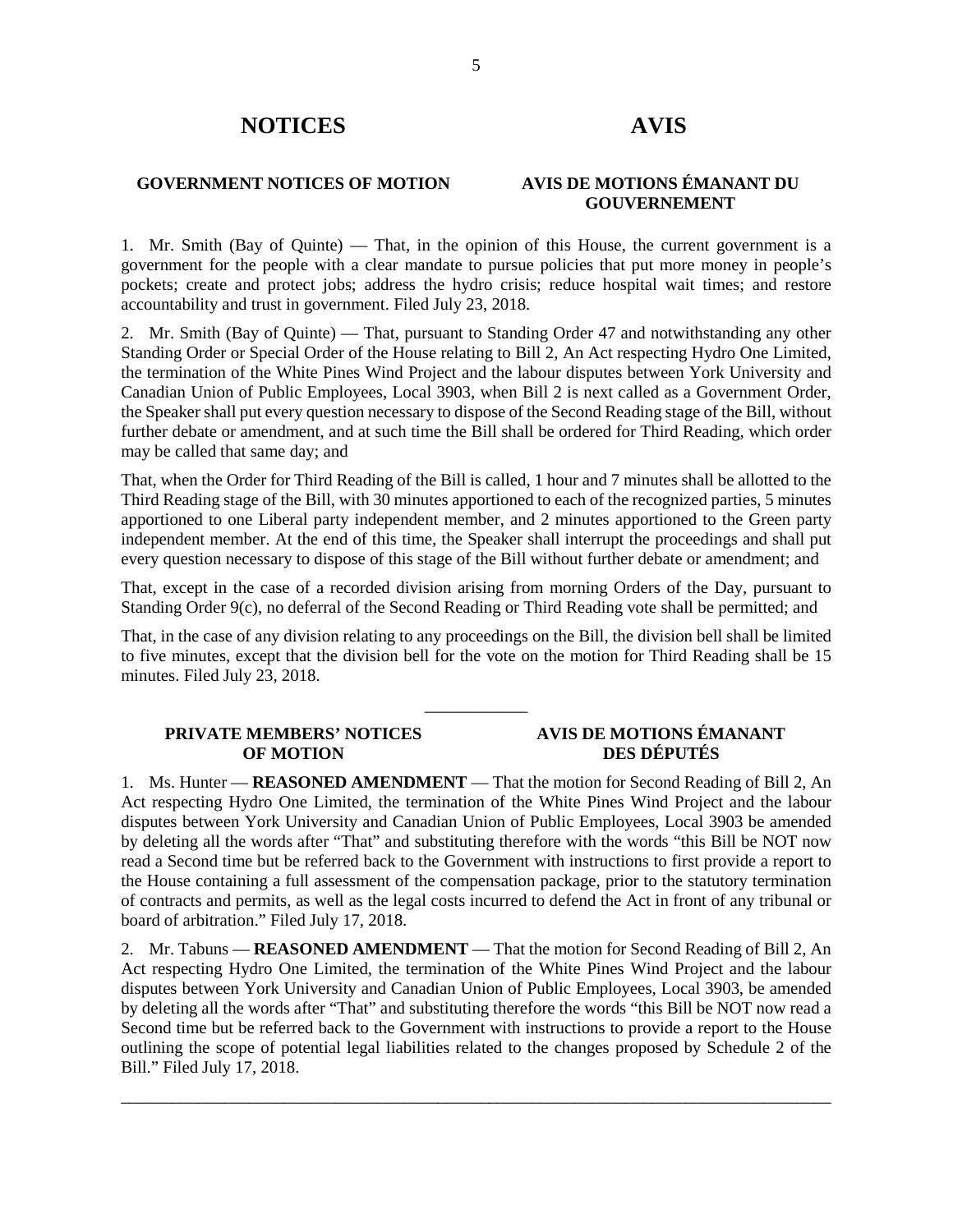# NOTICES / AVIS

## GOVERNMENT NOTICES OF MOTION / AVIS DE MOTIONS ÉMANANT DU GOUVERNEMENT

1. Mr. Smith (Bay of Quinte) — That, in the opinion of this House, the current government is a government for the people with a clear mandate to pursue policies that put more money in people's pockets; create and protect jobs; address the hydro crisis; reduce hospital wait times; and restore accountability and trust in government. Filed July 23, 2018.

2. Mr. Smith (Bay of Quinte) — That, pursuant to Standing Order 47 and notwithstanding any other Standing Order or Special Order of the House relating to Bill 2, An Act respecting Hydro One Limited, the termination of the White Pines Wind Project and the labour disputes between York University and Canadian Union of Public Employees, Local 3903, when Bill 2 is next called as a Government Order, the Speaker shall put every question necessary to dispose of the Second Reading stage of the Bill, without further debate or amendment, and at such time the Bill shall be ordered for Third Reading, which order may be called that same day; and

That, when the Order for Third Reading of the Bill is called, 1 hour and 7 minutes shall be allotted to the Third Reading stage of the Bill, with 30 minutes apportioned to each of the recognized parties, 5 minutes apportioned to one Liberal party independent member, and 2 minutes apportioned to the Green party independent member. At the end of this time, the Speaker shall interrupt the proceedings and shall put every question necessary to dispose of this stage of the Bill without further debate or amendment; and

That, except in the case of a recorded division arising from morning Orders of the Day, pursuant to Standing Order 9(c), no deferral of the Second Reading or Third Reading vote shall be permitted; and

That, in the case of any division relating to any proceedings on the Bill, the division bell shall be limited to five minutes, except that the division bell for the vote on the motion for Third Reading shall be 15 minutes. Filed July 23, 2018.

---

## PRIVATE MEMBERS' NOTICES OF MOTION / AVIS DE MOTIONS ÉMANANT DES DÉPUTÉS

1. Ms. Hunter — **REASONED AMENDMENT** — That the motion for Second Reading of Bill 2, An Act respecting Hydro One Limited, the termination of the White Pines Wind Project and the labour disputes between York University and Canadian Union of Public Employees, Local 3903 be amended by deleting all the words after "That" and substituting therefore with the words "this Bill be NOT now read a Second time but be referred back to the Government with instructions to first provide a report to the House containing a full assessment of the compensation package, prior to the statutory termination of contracts and permits, as well as the legal costs incurred to defend the Act in front of any tribunal or board of arbitration." Filed July 17, 2018.

2. Mr. Tabuns — **REASONED AMENDMENT** — That the motion for Second Reading of Bill 2, An Act respecting Hydro One Limited, the termination of the White Pines Wind Project and the labour disputes between York University and Canadian Union of Public Employees, Local 3903, be amended by deleting all the words after "That" and substituting therefore the words "this Bill be NOT now read a Second time but be referred back to the Government with instructions to provide a report to the House outlining the scope of potential legal liabilities related to the changes proposed by Schedule 2 of the Bill." Filed July 17, 2018.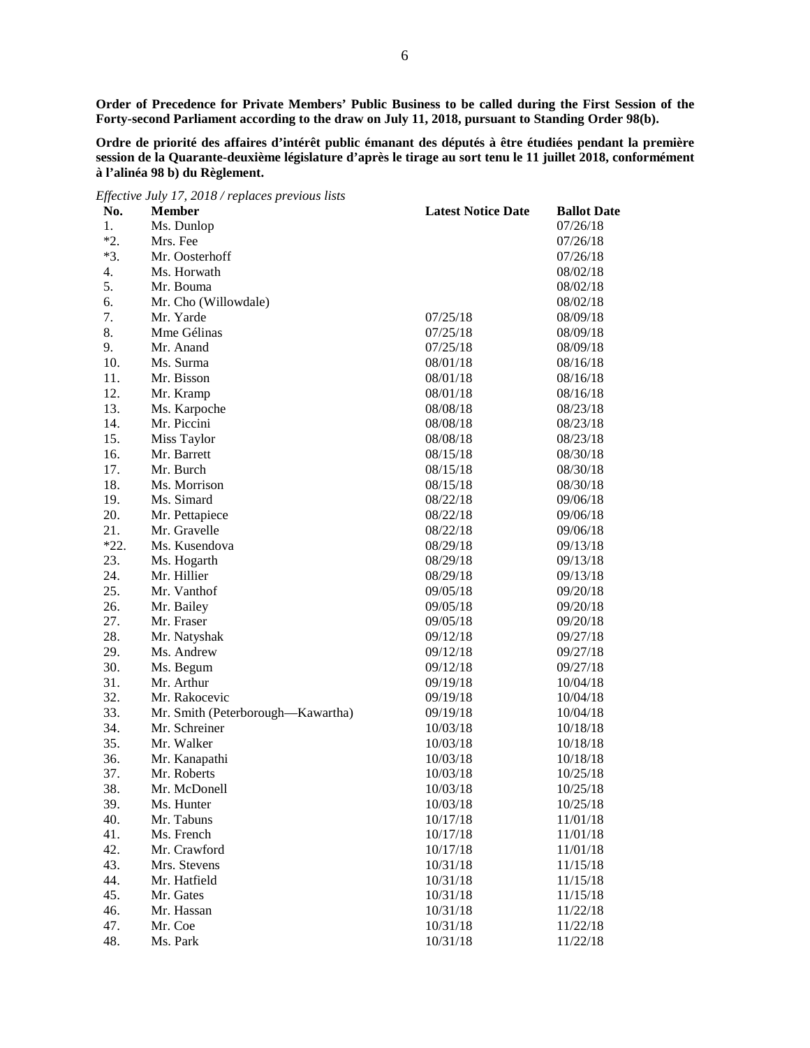**Order of Precedence for Private Members' Public Business to be called during the First Session of the Forty-second Parliament according to the draw on July 11, 2018, pursuant to Standing Order 98(b).**

**Ordre de priorité des affaires d'intérêt public émanant des députés à être étudiées pendant la première session de la Quarante-deuxième législature d'après le tirage au sort tenu le 11 juillet 2018, conformément à l'alinéa 98 b) du Règlement.**

*Effective July 17, 2018 / replaces previous lists*

| No. | Member | Latest Notice Date | Ballot Date |
|---|---|---|---|
| 1. | Ms. Dunlop | | 07/26/18 |
| *2. | Mrs. Fee | | 07/26/18 |
| *3. | Mr. Oosterhoff | | 07/26/18 |
| 4. | Ms. Horwath | | 08/02/18 |
| 5. | Mr. Bouma | | 08/02/18 |
| 6. | Mr. Cho (Willowdale) | | 08/02/18 |
| 7. | Mr. Yarde | 07/25/18 | 08/09/18 |
| 8. | Mme Gélinas | 07/25/18 | 08/09/18 |
| 9. | Mr. Anand | 07/25/18 | 08/09/18 |
| 10. | Ms. Surma | 08/01/18 | 08/16/18 |
| 11. | Mr. Bisson | 08/01/18 | 08/16/18 |
| 12. | Mr. Kramp | 08/01/18 | 08/16/18 |
| 13. | Ms. Karpoche | 08/08/18 | 08/23/18 |
| 14. | Mr. Piccini | 08/08/18 | 08/23/18 |
| 15. | Miss Taylor | 08/08/18 | 08/23/18 |
| 16. | Mr. Barrett | 08/15/18 | 08/30/18 |
| 17. | Mr. Burch | 08/15/18 | 08/30/18 |
| 18. | Ms. Morrison | 08/15/18 | 08/30/18 |
| 19. | Ms. Simard | 08/22/18 | 09/06/18 |
| 20. | Mr. Pettapiece | 08/22/18 | 09/06/18 |
| 21. | Mr. Gravelle | 08/22/18 | 09/06/18 |
| *22. | Ms. Kusendova | 08/29/18 | 09/13/18 |
| 23. | Ms. Hogarth | 08/29/18 | 09/13/18 |
| 24. | Mr. Hillier | 08/29/18 | 09/13/18 |
| 25. | Mr. Vanthof | 09/05/18 | 09/20/18 |
| 26. | Mr. Bailey | 09/05/18 | 09/20/18 |
| 27. | Mr. Fraser | 09/05/18 | 09/20/18 |
| 28. | Mr. Natyshak | 09/12/18 | 09/27/18 |
| 29. | Ms. Andrew | 09/12/18 | 09/27/18 |
| 30. | Ms. Begum | 09/12/18 | 09/27/18 |
| 31. | Mr. Arthur | 09/19/18 | 10/04/18 |
| 32. | Mr. Rakocevic | 09/19/18 | 10/04/18 |
| 33. | Mr. Smith (Peterborough—Kawartha) | 09/19/18 | 10/04/18 |
| 34. | Mr. Schreiner | 10/03/18 | 10/18/18 |
| 35. | Mr. Walker | 10/03/18 | 10/18/18 |
| 36. | Mr. Kanapathi | 10/03/18 | 10/18/18 |
| 37. | Mr. Roberts | 10/03/18 | 10/25/18 |
| 38. | Mr. McDonell | 10/03/18 | 10/25/18 |
| 39. | Ms. Hunter | 10/03/18 | 10/25/18 |
| 40. | Mr. Tabuns | 10/17/18 | 11/01/18 |
| 41. | Ms. French | 10/17/18 | 11/01/18 |
| 42. | Mr. Crawford | 10/17/18 | 11/01/18 |
| 43. | Mrs. Stevens | 10/31/18 | 11/15/18 |
| 44. | Mr. Hatfield | 10/31/18 | 11/15/18 |
| 45. | Mr. Gates | 10/31/18 | 11/15/18 |
| 46. | Mr. Hassan | 10/31/18 | 11/22/18 |
| 47. | Mr. Coe | 10/31/18 | 11/22/18 |
| 48. | Ms. Park | 10/31/18 | 11/22/18 |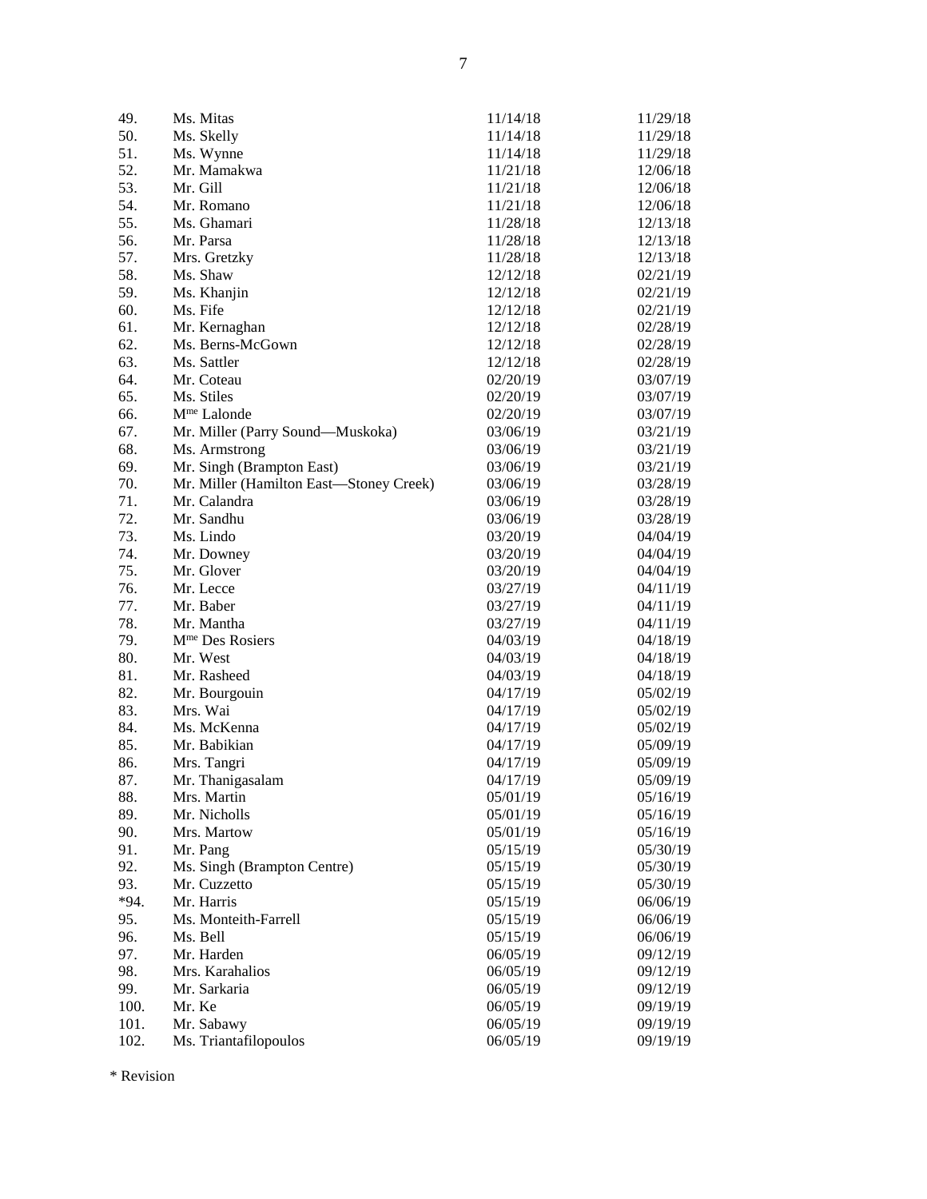| | | | |
|---|---|---|---|
| 49. | Ms. Mitas | 11/14/18 | 11/29/18 |
| 50. | Ms. Skelly | 11/14/18 | 11/29/18 |
| 51. | Ms. Wynne | 11/14/18 | 11/29/18 |
| 52. | Mr. Mamakwa | 11/21/18 | 12/06/18 |
| 53. | Mr. Gill | 11/21/18 | 12/06/18 |
| 54. | Mr. Romano | 11/21/18 | 12/06/18 |
| 55. | Ms. Ghamari | 11/28/18 | 12/13/18 |
| 56. | Mr. Parsa | 11/28/18 | 12/13/18 |
| 57. | Mrs. Gretzky | 11/28/18 | 12/13/18 |
| 58. | Ms. Shaw | 12/12/18 | 02/21/19 |
| 59. | Ms. Khanjin | 12/12/18 | 02/21/19 |
| 60. | Ms. Fife | 12/12/18 | 02/21/19 |
| 61. | Mr. Kernaghan | 12/12/18 | 02/28/19 |
| 62. | Ms. Berns-McGown | 12/12/18 | 02/28/19 |
| 63. | Ms. Sattler | 12/12/18 | 02/28/19 |
| 64. | Mr. Coteau | 02/20/19 | 03/07/19 |
| 65. | Ms. Stiles | 02/20/19 | 03/07/19 |
| 66. | Mme Lalonde | 02/20/19 | 03/07/19 |
| 67. | Mr. Miller (Parry Sound—Muskoka) | 03/06/19 | 03/21/19 |
| 68. | Ms. Armstrong | 03/06/19 | 03/21/19 |
| 69. | Mr. Singh (Brampton East) | 03/06/19 | 03/21/19 |
| 70. | Mr. Miller (Hamilton East—Stoney Creek) | 03/06/19 | 03/28/19 |
| 71. | Mr. Calandra | 03/06/19 | 03/28/19 |
| 72. | Mr. Sandhu | 03/06/19 | 03/28/19 |
| 73. | Ms. Lindo | 03/20/19 | 04/04/19 |
| 74. | Mr. Downey | 03/20/19 | 04/04/19 |
| 75. | Mr. Glover | 03/20/19 | 04/04/19 |
| 76. | Mr. Lecce | 03/27/19 | 04/11/19 |
| 77. | Mr. Baber | 03/27/19 | 04/11/19 |
| 78. | Mr. Mantha | 03/27/19 | 04/11/19 |
| 79. | Mme Des Rosiers | 04/03/19 | 04/18/19 |
| 80. | Mr. West | 04/03/19 | 04/18/19 |
| 81. | Mr. Rasheed | 04/03/19 | 04/18/19 |
| 82. | Mr. Bourgouin | 04/17/19 | 05/02/19 |
| 83. | Mrs. Wai | 04/17/19 | 05/02/19 |
| 84. | Ms. McKenna | 04/17/19 | 05/02/19 |
| 85. | Mr. Babikian | 04/17/19 | 05/09/19 |
| 86. | Mrs. Tangri | 04/17/19 | 05/09/19 |
| 87. | Mr. Thanigasalam | 04/17/19 | 05/09/19 |
| 88. | Mrs. Martin | 05/01/19 | 05/16/19 |
| 89. | Mr. Nicholls | 05/01/19 | 05/16/19 |
| 90. | Mrs. Martow | 05/01/19 | 05/16/19 |
| 91. | Mr. Pang | 05/15/19 | 05/30/19 |
| 92. | Ms. Singh (Brampton Centre) | 05/15/19 | 05/30/19 |
| 93. | Mr. Cuzzetto | 05/15/19 | 05/30/19 |
| *94. | Mr. Harris | 05/15/19 | 06/06/19 |
| 95. | Ms. Monteith-Farrell | 05/15/19 | 06/06/19 |
| 96. | Ms. Bell | 05/15/19 | 06/06/19 |
| 97. | Mr. Harden | 06/05/19 | 09/12/19 |
| 98. | Mrs. Karahalios | 06/05/19 | 09/12/19 |
| 99. | Mr. Sarkaria | 06/05/19 | 09/12/19 |
| 100. | Mr. Ke | 06/05/19 | 09/19/19 |
| 101. | Mr. Sabawy | 06/05/19 | 09/19/19 |
| 102. | Ms. Triantafilopoulos | 06/05/19 | 09/19/19 |

* Revision